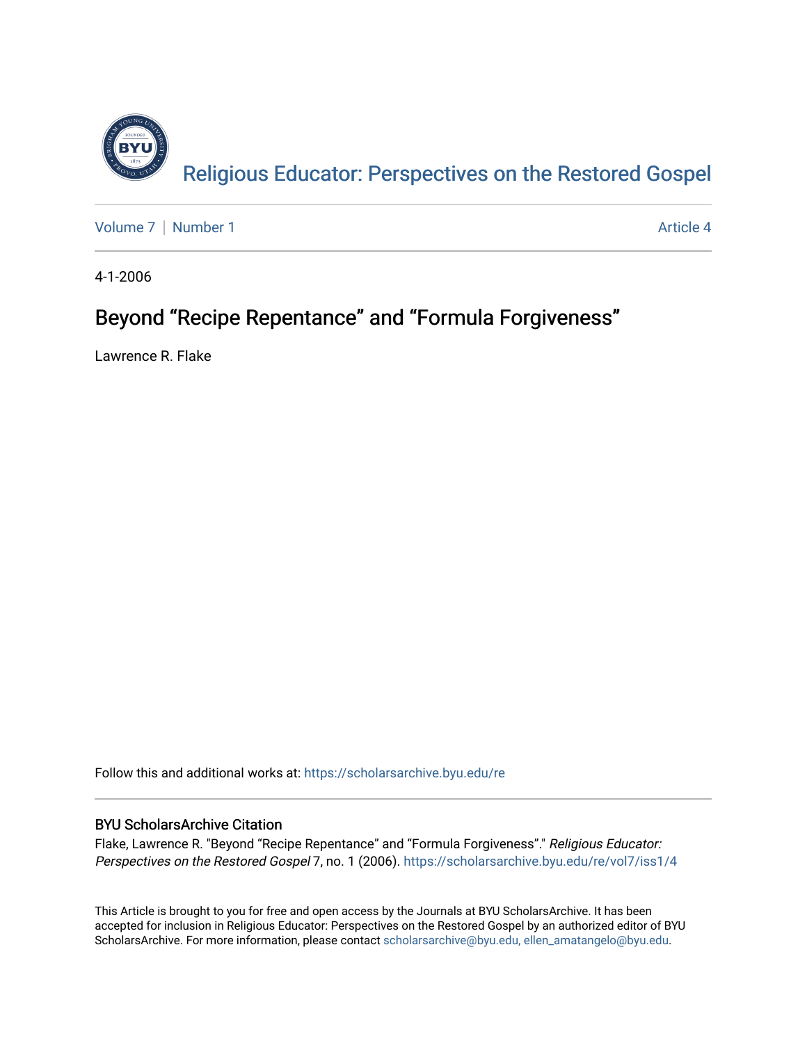Religious Educator: Perspectives on the Restored Gospel

Volume 7 | Number 1 Article 4

4-1-2006

# Beyond “Recipe Repentance” and “Formula Forgiveness”

Lawrence R. Flake

Follow this and additional works at: https://scholarsarchive.byu.edu/re

### BYU ScholarsArchive Citation

Flake, Lawrence R. "Beyond “Recipe Repentance” and “Formula Forgiveness”." *Religious Educator: Perspectives on the Restored Gospel* 7, no. 1 (2006). https://scholarsarchive.byu.edu/re/vol7/iss1/4

This Article is brought to you for free and open access by the Journals at BYU ScholarsArchive. It has been accepted for inclusion in Religious Educator: Perspectives on the Restored Gospel by an authorized editor of BYU ScholarsArchive. For more information, please contact scholarsarchive@byu.edu, ellen_amatangelo@byu.edu.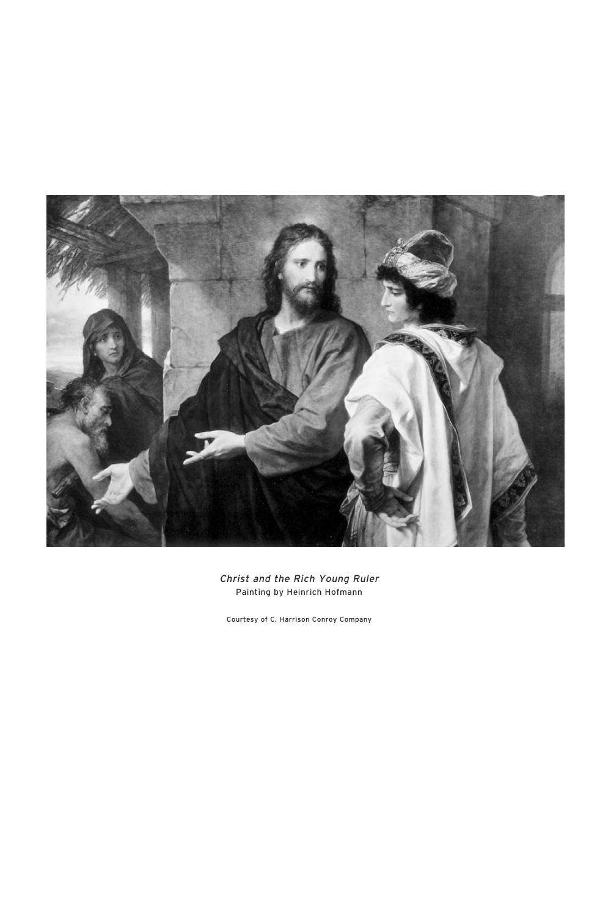*Christ and the Rich Young Ruler*
Painting by Heinrich Hofmann

Courtesy of C. Harrison Conroy Company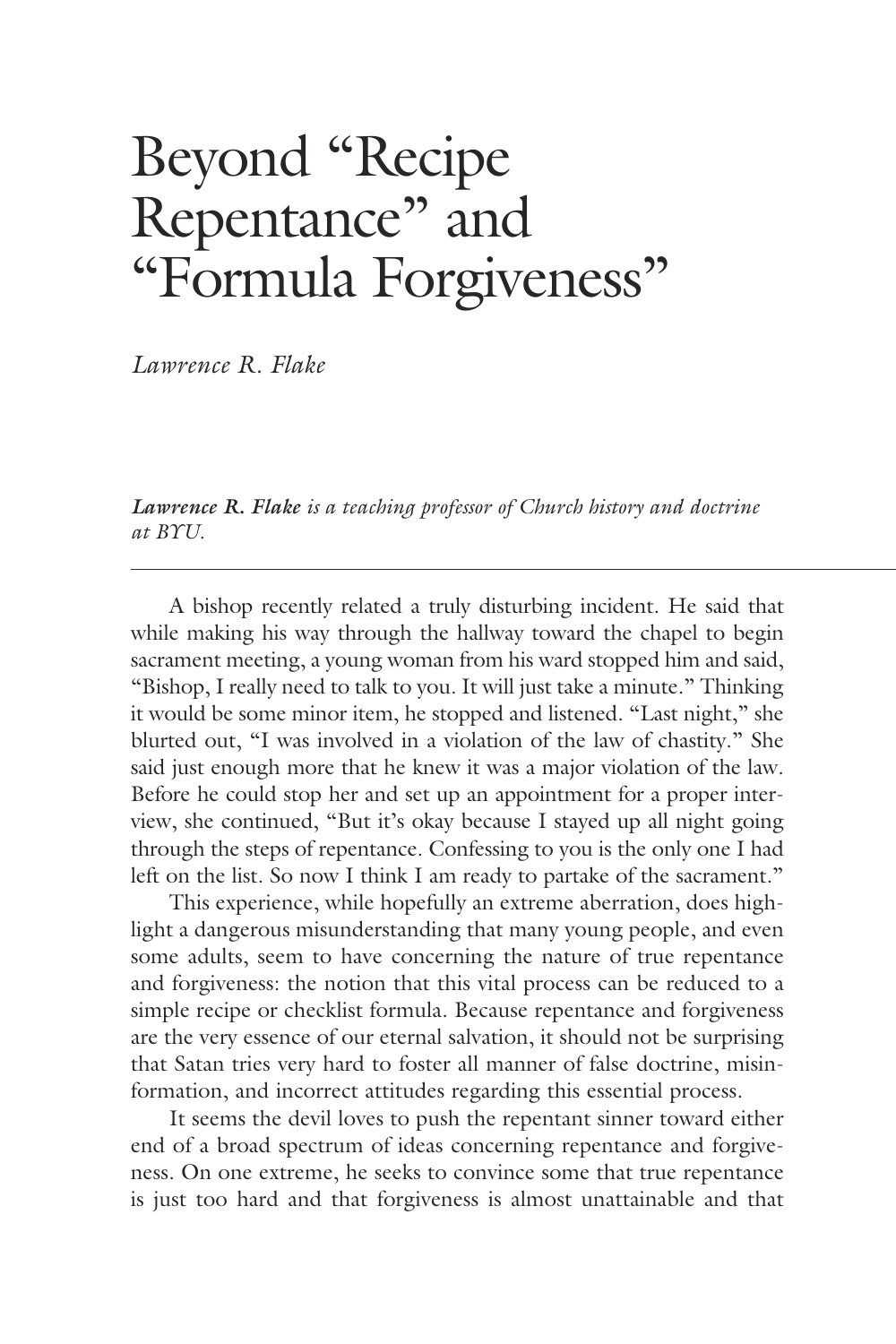# Beyond "Recipe Repentance" and "Formula Forgiveness"

*Lawrence R. Flake*

***Lawrence R. Flake** is a teaching professor of Church history and doctrine at BYU.*

---

A bishop recently related a truly disturbing incident. He said that while making his way through the hallway toward the chapel to begin sacrament meeting, a young woman from his ward stopped him and said, "Bishop, I really need to talk to you. It will just take a minute." Thinking it would be some minor item, he stopped and listened. "Last night," she blurted out, "I was involved in a violation of the law of chastity." She said just enough more that he knew it was a major violation of the law. Before he could stop her and set up an appointment for a proper interview, she continued, "But it's okay because I stayed up all night going through the steps of repentance. Confessing to you is the only one I had left on the list. So now I think I am ready to partake of the sacrament."

This experience, while hopefully an extreme aberration, does highlight a dangerous misunderstanding that many young people, and even some adults, seem to have concerning the nature of true repentance and forgiveness: the notion that this vital process can be reduced to a simple recipe or checklist formula. Because repentance and forgiveness are the very essence of our eternal salvation, it should not be surprising that Satan tries very hard to foster all manner of false doctrine, misinformation, and incorrect attitudes regarding this essential process.

It seems the devil loves to push the repentant sinner toward either end of a broad spectrum of ideas concerning repentance and forgiveness. On one extreme, he seeks to convince some that true repentance is just too hard and that forgiveness is almost unattainable and that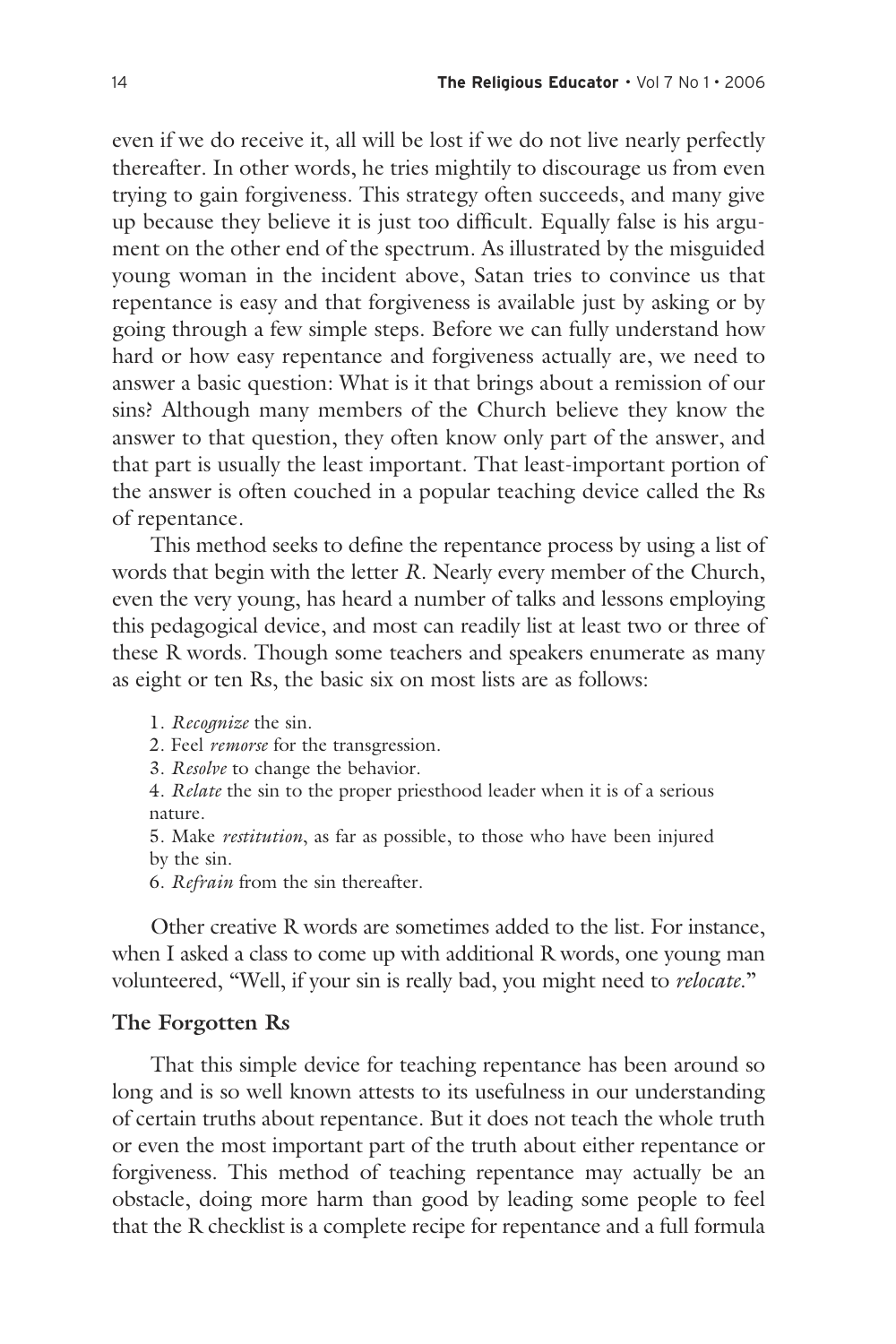even if we do receive it, all will be lost if we do not live nearly perfectly thereafter. In other words, he tries mightily to discourage us from even trying to gain forgiveness. This strategy often succeeds, and many give up because they believe it is just too difficult. Equally false is his argument on the other end of the spectrum. As illustrated by the misguided young woman in the incident above, Satan tries to convince us that repentance is easy and that forgiveness is available just by asking or by going through a few simple steps. Before we can fully understand how hard or how easy repentance and forgiveness actually are, we need to answer a basic question: What is it that brings about a remission of our sins? Although many members of the Church believe they know the answer to that question, they often know only part of the answer, and that part is usually the least important. That least-important portion of the answer is often couched in a popular teaching device called the Rs of repentance.

This method seeks to define the repentance process by using a list of words that begin with the letter *R*. Nearly every member of the Church, even the very young, has heard a number of talks and lessons employing this pedagogical device, and most can readily list at least two or three of these R words. Though some teachers and speakers enumerate as many as eight or ten Rs, the basic six on most lists are as follows:

1. *Recognize* the sin.
2. Feel *remorse* for the transgression.
3. *Resolve* to change the behavior.
4. *Relate* the sin to the proper priesthood leader when it is of a serious nature.
5. Make *restitution*, as far as possible, to those who have been injured by the sin.
6. *Refrain* from the sin thereafter.

Other creative R words are sometimes added to the list. For instance, when I asked a class to come up with additional R words, one young man volunteered, "Well, if your sin is really bad, you might need to *relocate*."

## The Forgotten Rs

That this simple device for teaching repentance has been around so long and is so well known attests to its usefulness in our understanding of certain truths about repentance. But it does not teach the whole truth or even the most important part of the truth about either repentance or forgiveness. This method of teaching repentance may actually be an obstacle, doing more harm than good by leading some people to feel that the R checklist is a complete recipe for repentance and a full formula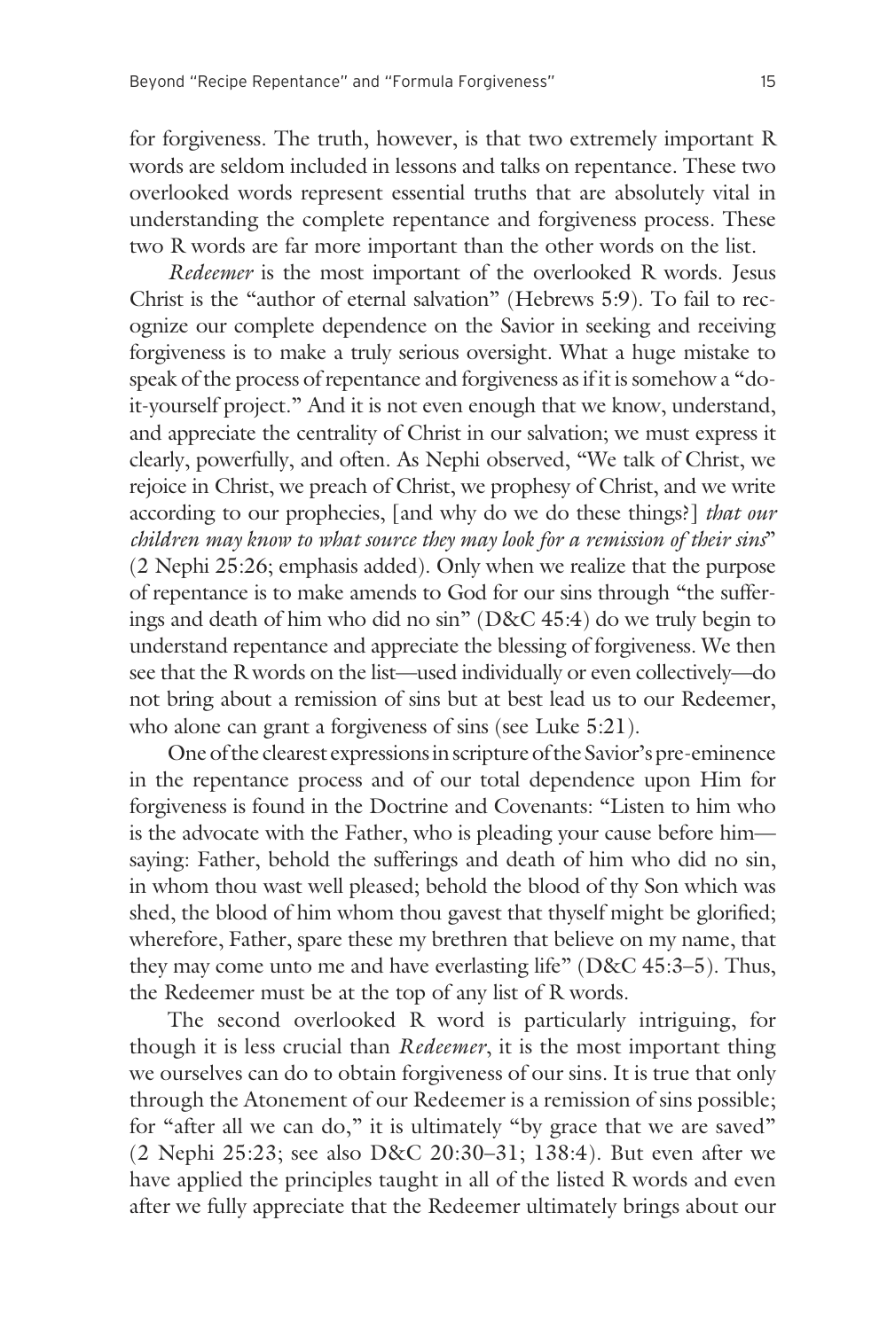for forgiveness. The truth, however, is that two extremely important R words are seldom included in lessons and talks on repentance. These two overlooked words represent essential truths that are absolutely vital in understanding the complete repentance and forgiveness process. These two R words are far more important than the other words on the list.

*Redeemer* is the most important of the overlooked R words. Jesus Christ is the "author of eternal salvation" (Hebrews 5:9). To fail to recognize our complete dependence on the Savior in seeking and receiving forgiveness is to make a truly serious oversight. What a huge mistake to speak of the process of repentance and forgiveness as if it is somehow a "do-it-yourself project." And it is not even enough that we know, understand, and appreciate the centrality of Christ in our salvation; we must express it clearly, powerfully, and often. As Nephi observed, "We talk of Christ, we rejoice in Christ, we preach of Christ, we prophesy of Christ, and we write according to our prophecies, [and why do we do these things?] *that our children may know to what source they may look for a remission of their sins*" (2 Nephi 25:26; emphasis added). Only when we realize that the purpose of repentance is to make amends to God for our sins through "the sufferings and death of him who did no sin" (D&C 45:4) do we truly begin to understand repentance and appreciate the blessing of forgiveness. We then see that the R words on the list—used individually or even collectively—do not bring about a remission of sins but at best lead us to our Redeemer, who alone can grant a forgiveness of sins (see Luke 5:21).

One of the clearest expressions in scripture of the Savior's pre-eminence in the repentance process and of our total dependence upon Him for forgiveness is found in the Doctrine and Covenants: "Listen to him who is the advocate with the Father, who is pleading your cause before him—saying: Father, behold the sufferings and death of him who did no sin, in whom thou wast well pleased; behold the blood of thy Son which was shed, the blood of him whom thou gavest that thyself might be glorified; wherefore, Father, spare these my brethren that believe on my name, that they may come unto me and have everlasting life" (D&C 45:3–5). Thus, the Redeemer must be at the top of any list of R words.

The second overlooked R word is particularly intriguing, for though it is less crucial than *Redeemer*, it is the most important thing we ourselves can do to obtain forgiveness of our sins. It is true that only through the Atonement of our Redeemer is a remission of sins possible; for "after all we can do," it is ultimately "by grace that we are saved" (2 Nephi 25:23; see also D&C 20:30–31; 138:4). But even after we have applied the principles taught in all of the listed R words and even after we fully appreciate that the Redeemer ultimately brings about our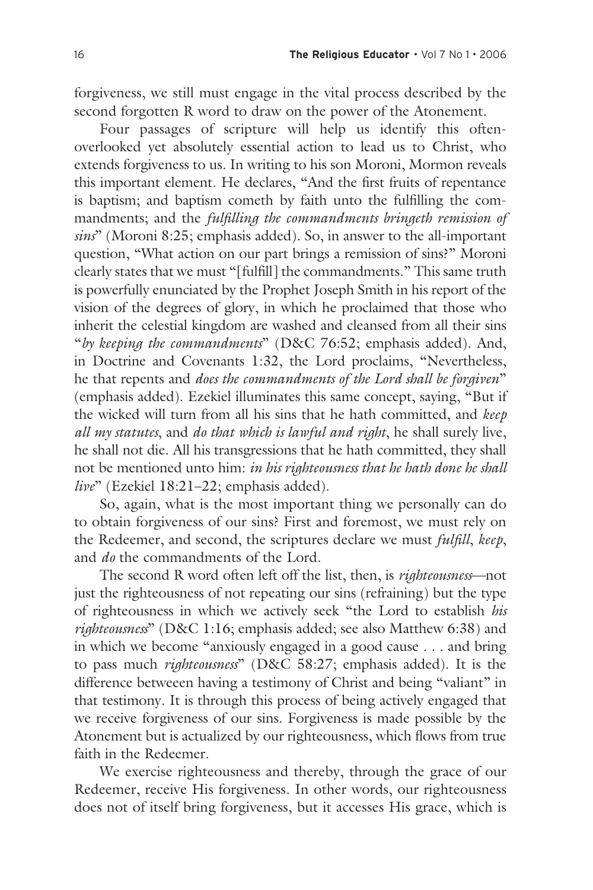forgiveness, we still must engage in the vital process described by the second forgotten R word to draw on the power of the Atonement.

Four passages of scripture will help us identify this often-overlooked yet absolutely essential action to lead us to Christ, who extends forgiveness to us. In writing to his son Moroni, Mormon reveals this important element. He declares, "And the first fruits of repentance is baptism; and baptism cometh by faith unto the fulfilling the commandments; and the *fulfilling the commandments bringeth remission of sins*" (Moroni 8:25; emphasis added). So, in answer to the all-important question, "What action on our part brings a remission of sins?" Moroni clearly states that we must "[fulfill] the commandments." This same truth is powerfully enunciated by the Prophet Joseph Smith in his report of the vision of the degrees of glory, in which he proclaimed that those who inherit the celestial kingdom are washed and cleansed from all their sins "*by keeping the commandments*" (D&C 76:52; emphasis added). And, in Doctrine and Covenants 1:32, the Lord proclaims, "Nevertheless, he that repents and *does the commandments of the Lord shall be forgiven*" (emphasis added). Ezekiel illuminates this same concept, saying, "But if the wicked will turn from all his sins that he hath committed, and *keep all my statutes*, and *do that which is lawful and right*, he shall surely live, he shall not die. All his transgressions that he hath committed, they shall not be mentioned unto him: *in his righteousness that he hath done he shall live*" (Ezekiel 18:21–22; emphasis added).

So, again, what is the most important thing we personally can do to obtain forgiveness of our sins? First and foremost, we must rely on the Redeemer, and second, the scriptures declare we must *fulfill*, *keep*, and *do* the commandments of the Lord.

The second R word often left off the list, then, is *righteousness*—not just the righteousness of not repeating our sins (refraining) but the type of righteousness in which we actively seek "the Lord to establish *his righteousness*" (D&C 1:16; emphasis added; see also Matthew 6:38) and in which we become "anxiously engaged in a good cause . . . and bring to pass much *righteousness*" (D&C 58:27; emphasis added). It is the difference betweeen having a testimony of Christ and being "valiant" in that testimony. It is through this process of being actively engaged that we receive forgiveness of our sins. Forgiveness is made possible by the Atonement but is actualized by our righteousness, which flows from true faith in the Redeemer.

We exercise righteousness and thereby, through the grace of our Redeemer, receive His forgiveness. In other words, our righteousness does not of itself bring forgiveness, but it accesses His grace, which is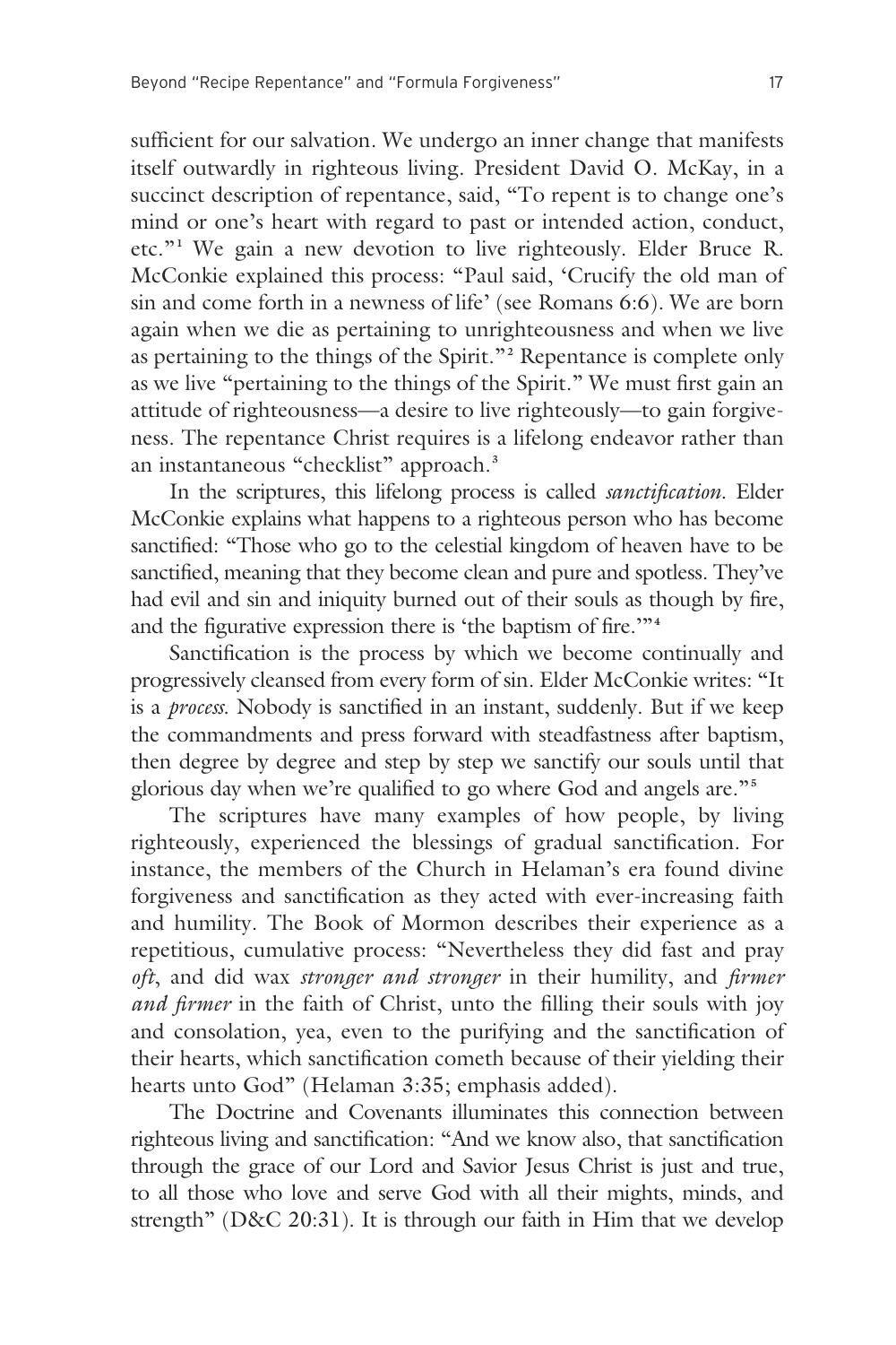sufficient for our salvation. We undergo an inner change that manifests itself outwardly in righteous living. President David O. McKay, in a succinct description of repentance, said, "To repent is to change one's mind or one's heart with regard to past or intended action, conduct, etc."[1] We gain a new devotion to live righteously. Elder Bruce R. McConkie explained this process: "Paul said, 'Crucify the old man of sin and come forth in a newness of life' (see Romans 6:6). We are born again when we die as pertaining to unrighteousness and when we live as pertaining to the things of the Spirit."[2] Repentance is complete only as we live "pertaining to the things of the Spirit." We must first gain an attitude of righteousness—a desire to live righteously—to gain forgiveness. The repentance Christ requires is a lifelong endeavor rather than an instantaneous "checklist" approach.[3]

In the scriptures, this lifelong process is called *sanctification*. Elder McConkie explains what happens to a righteous person who has become sanctified: "Those who go to the celestial kingdom of heaven have to be sanctified, meaning that they become clean and pure and spotless. They've had evil and sin and iniquity burned out of their souls as though by fire, and the figurative expression there is 'the baptism of fire.'"[4]

Sanctification is the process by which we become continually and progressively cleansed from every form of sin. Elder McConkie writes: "It is a *process*. Nobody is sanctified in an instant, suddenly. But if we keep the commandments and press forward with steadfastness after baptism, then degree by degree and step by step we sanctify our souls until that glorious day when we're qualified to go where God and angels are."[5]

The scriptures have many examples of how people, by living righteously, experienced the blessings of gradual sanctification. For instance, the members of the Church in Helaman's era found divine forgiveness and sanctification as they acted with ever-increasing faith and humility. The Book of Mormon describes their experience as a repetitious, cumulative process: "Nevertheless they did fast and pray *oft*, and did wax *stronger and stronger* in their humility, and *firmer and firmer* in the faith of Christ, unto the filling their souls with joy and consolation, yea, even to the purifying and the sanctification of their hearts, which sanctification cometh because of their yielding their hearts unto God" (Helaman 3:35; emphasis added).

The Doctrine and Covenants illuminates this connection between righteous living and sanctification: "And we know also, that sanctification through the grace of our Lord and Savior Jesus Christ is just and true, to all those who love and serve God with all their mights, minds, and strength" (D&C 20:31). It is through our faith in Him that we develop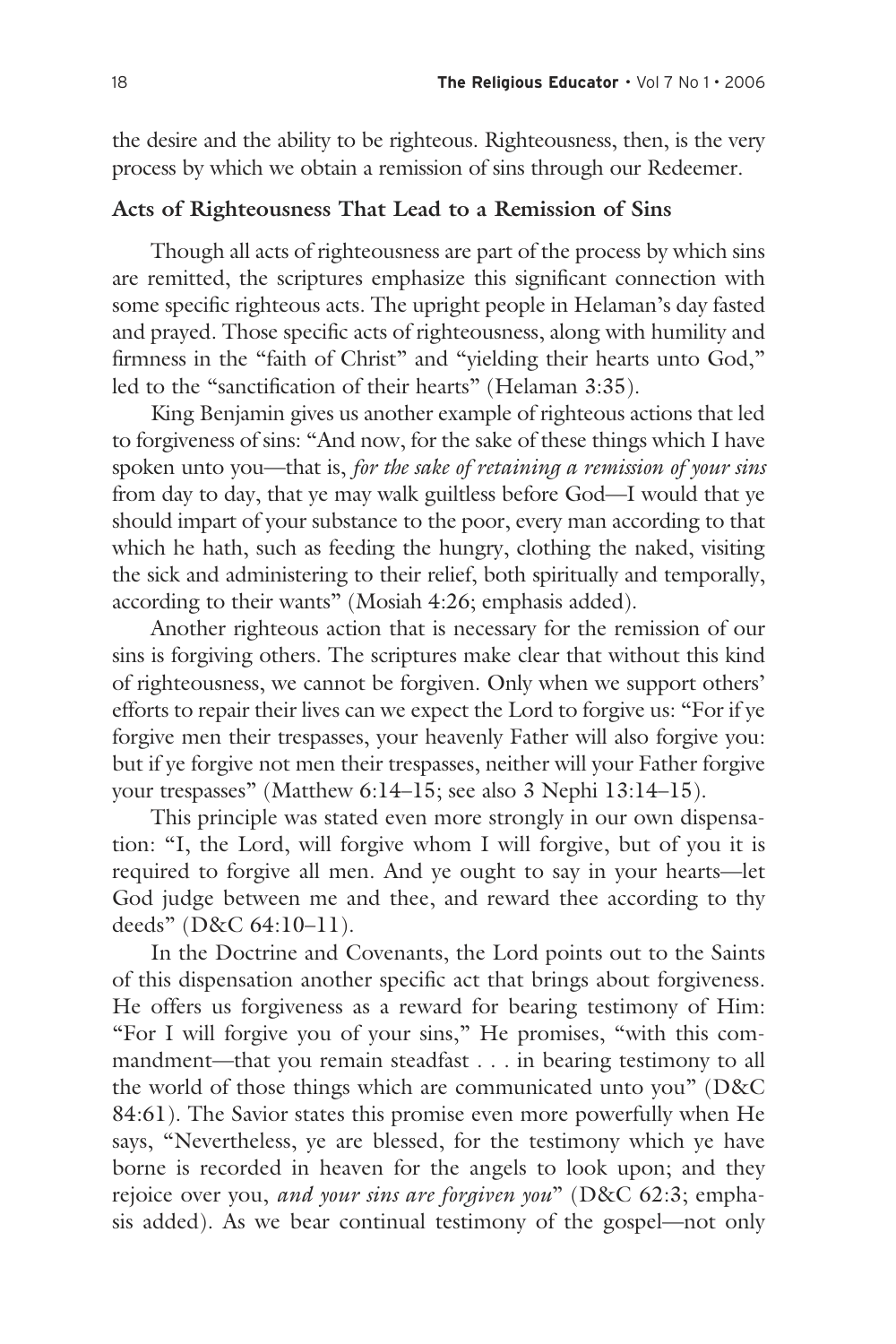the desire and the ability to be righteous. Righteousness, then, is the very process by which we obtain a remission of sins through our Redeemer.

### Acts of Righteousness That Lead to a Remission of Sins

Though all acts of righteousness are part of the process by which sins are remitted, the scriptures emphasize this significant connection with some specific righteous acts. The upright people in Helaman's day fasted and prayed. Those specific acts of righteousness, along with humility and firmness in the "faith of Christ" and "yielding their hearts unto God," led to the "sanctification of their hearts" (Helaman 3:35).

King Benjamin gives us another example of righteous actions that led to forgiveness of sins: "And now, for the sake of these things which I have spoken unto you—that is, *for the sake of retaining a remission of your sins* from day to day, that ye may walk guiltless before God—I would that ye should impart of your substance to the poor, every man according to that which he hath, such as feeding the hungry, clothing the naked, visiting the sick and administering to their relief, both spiritually and temporally, according to their wants" (Mosiah 4:26; emphasis added).

Another righteous action that is necessary for the remission of our sins is forgiving others. The scriptures make clear that without this kind of righteousness, we cannot be forgiven. Only when we support others' efforts to repair their lives can we expect the Lord to forgive us: "For if ye forgive men their trespasses, your heavenly Father will also forgive you: but if ye forgive not men their trespasses, neither will your Father forgive your trespasses" (Matthew 6:14–15; see also 3 Nephi 13:14–15).

This principle was stated even more strongly in our own dispensation: "I, the Lord, will forgive whom I will forgive, but of you it is required to forgive all men. And ye ought to say in your hearts—let God judge between me and thee, and reward thee according to thy deeds" (D&C 64:10–11).

In the Doctrine and Covenants, the Lord points out to the Saints of this dispensation another specific act that brings about forgiveness. He offers us forgiveness as a reward for bearing testimony of Him: "For I will forgive you of your sins," He promises, "with this commandment—that you remain steadfast . . . in bearing testimony to all the world of those things which are communicated unto you" (D&C 84:61). The Savior states this promise even more powerfully when He says, "Nevertheless, ye are blessed, for the testimony which ye have borne is recorded in heaven for the angels to look upon; and they rejoice over you, *and your sins are forgiven you*" (D&C 62:3; emphasis added). As we bear continual testimony of the gospel—not only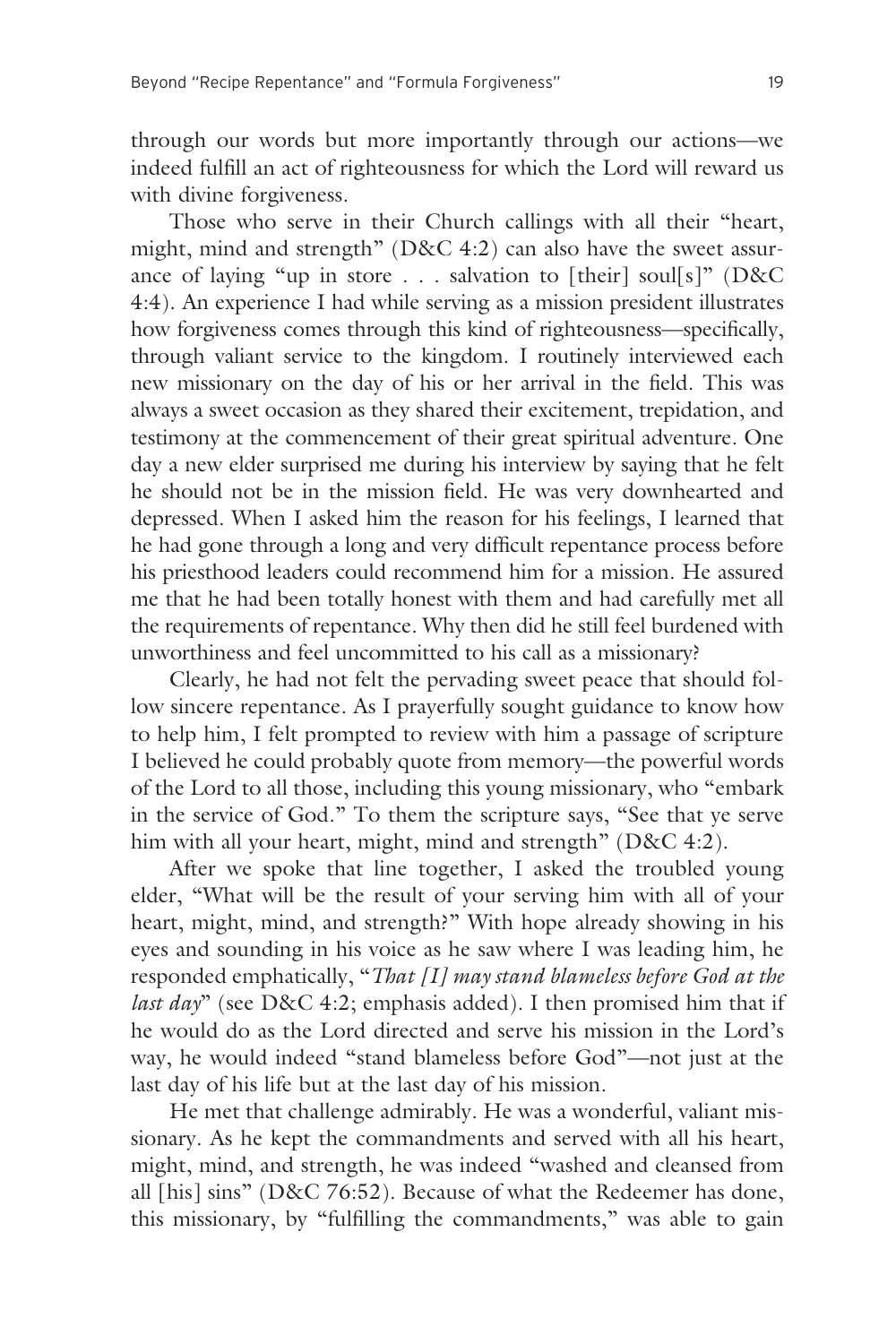through our words but more importantly through our actions—we indeed fulfill an act of righteousness for which the Lord will reward us with divine forgiveness.

Those who serve in their Church callings with all their "heart, might, mind and strength" (D&C 4:2) can also have the sweet assurance of laying "up in store . . . salvation to [their] soul[s]" (D&C 4:4). An experience I had while serving as a mission president illustrates how forgiveness comes through this kind of righteousness—specifically, through valiant service to the kingdom. I routinely interviewed each new missionary on the day of his or her arrival in the field. This was always a sweet occasion as they shared their excitement, trepidation, and testimony at the commencement of their great spiritual adventure. One day a new elder surprised me during his interview by saying that he felt he should not be in the mission field. He was very downhearted and depressed. When I asked him the reason for his feelings, I learned that he had gone through a long and very difficult repentance process before his priesthood leaders could recommend him for a mission. He assured me that he had been totally honest with them and had carefully met all the requirements of repentance. Why then did he still feel burdened with unworthiness and feel uncommitted to his call as a missionary?

Clearly, he had not felt the pervading sweet peace that should follow sincere repentance. As I prayerfully sought guidance to know how to help him, I felt prompted to review with him a passage of scripture I believed he could probably quote from memory—the powerful words of the Lord to all those, including this young missionary, who "embark in the service of God." To them the scripture says, "See that ye serve him with all your heart, might, mind and strength" (D&C 4:2).

After we spoke that line together, I asked the troubled young elder, "What will be the result of your serving him with all of your heart, might, mind, and strength?" With hope already showing in his eyes and sounding in his voice as he saw where I was leading him, he responded emphatically, "*That [I] may stand blameless before God at the last day*" (see D&C 4:2; emphasis added). I then promised him that if he would do as the Lord directed and serve his mission in the Lord's way, he would indeed "stand blameless before God"—not just at the last day of his life but at the last day of his mission.

He met that challenge admirably. He was a wonderful, valiant missionary. As he kept the commandments and served with all his heart, might, mind, and strength, he was indeed "washed and cleansed from all [his] sins" (D&C 76:52). Because of what the Redeemer has done, this missionary, by "fulfilling the commandments," was able to gain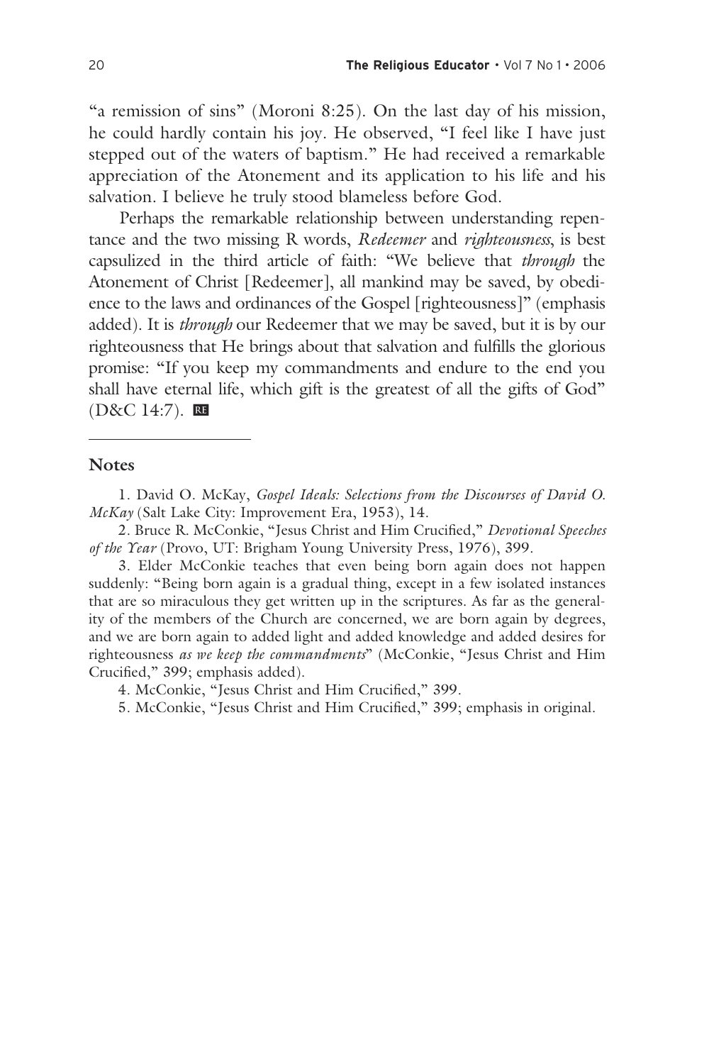"a remission of sins" (Moroni 8:25). On the last day of his mission, he could hardly contain his joy. He observed, "I feel like I have just stepped out of the waters of baptism." He had received a remarkable appreciation of the Atonement and its application to his life and his salvation. I believe he truly stood blameless before God.

Perhaps the remarkable relationship between understanding repentance and the two missing R words, *Redeemer* and *righteousness*, is best capsulized in the third article of faith: "We believe that *through* the Atonement of Christ [Redeemer], all mankind may be saved, by obedience to the laws and ordinances of the Gospel [righteousness]" (emphasis added). It is *through* our Redeemer that we may be saved, but it is by our righteousness that He brings about that salvation and fulfills the glorious promise: "If you keep my commandments and endure to the end you shall have eternal life, which gift is the greatest of all the gifts of God" (D&C 14:7). RE

## Notes

1. David O. McKay, *Gospel Ideals: Selections from the Discourses of David O. McKay* (Salt Lake City: Improvement Era, 1953), 14.

2. Bruce R. McConkie, "Jesus Christ and Him Crucified," *Devotional Speeches of the Year* (Provo, UT: Brigham Young University Press, 1976), 399.

3. Elder McConkie teaches that even being born again does not happen suddenly: "Being born again is a gradual thing, except in a few isolated instances that are so miraculous they get written up in the scriptures. As far as the generality of the members of the Church are concerned, we are born again by degrees, and we are born again to added light and added knowledge and added desires for righteousness *as we keep the commandments*" (McConkie, "Jesus Christ and Him Crucified," 399; emphasis added).

4. McConkie, "Jesus Christ and Him Crucified," 399.

5. McConkie, "Jesus Christ and Him Crucified," 399; emphasis in original.